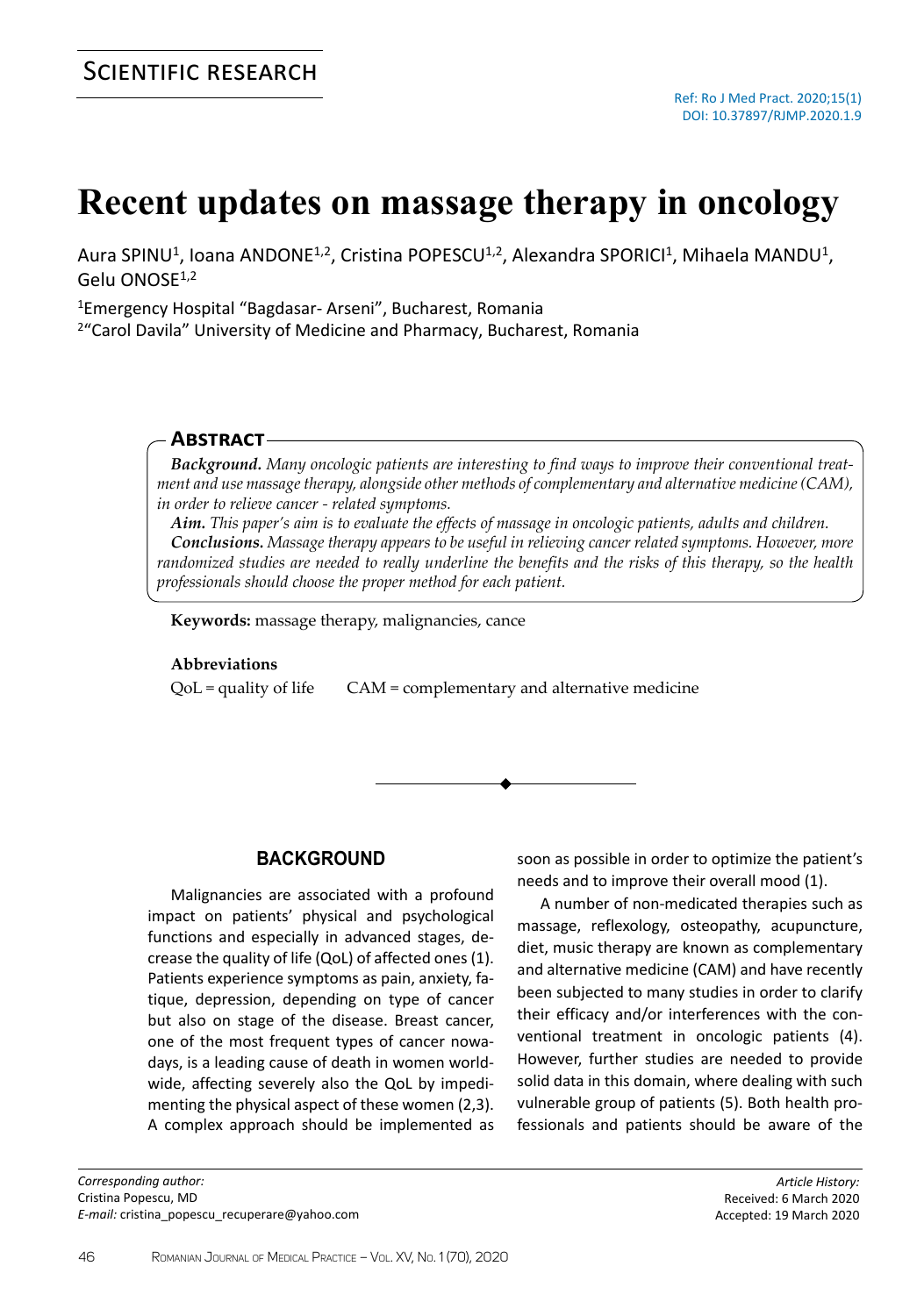SCIENTIFIC RESEARCH

Ref: Ro J Med Pract. 2020;15(1)
DOI: 10.37897/RJMP.2020.1.9

# Recent updates on massage therapy in oncology

Aura SPINU[1], Ioana ANDONE[1,2], Cristina POPESCU[1,2], Alexandra SPORICI[1], Mihaela MANDU[1], Gelu ONOSE[1,2]

[1]Emergency Hospital "Bagdasar- Arseni", Bucharest, Romania
[2]"Carol Davila" University of Medicine and Pharmacy, Bucharest, Romania

## Abstract

***Background.*** *Many oncologic patients are interesting to find ways to improve their conventional treatment and use massage therapy, alongside other methods of complementary and alternative medicine (CAM), in order to relieve cancer - related symptoms.*

***Aim.*** *This paper's aim is to evaluate the effects of massage in oncologic patients, adults and children.*

***Conclusions.*** *Massage therapy appears to be useful in relieving cancer related symptoms. However, more randomized studies are needed to really underline the benefits and the risks of this therapy, so the health professionals should choose the proper method for each patient.*

**Keywords:** massage therapy, malignancies, cance

**Abbreviations**

QoL = quality of life    CAM = complementary and alternative medicine

## BACKGROUND

Malignancies are associated with a profound impact on patients' physical and psychological functions and especially in advanced stages, decrease the quality of life (QoL) of affected ones (1). Patients experience symptoms as pain, anxiety, fatique, depression, depending on type of cancer but also on stage of the disease. Breast cancer, one of the most frequent types of cancer nowadays, is a leading cause of death in women worldwide, affecting severely also the QoL by impedimenting the physical aspect of these women (2,3). A complex approach should be implemented as soon as possible in order to optimize the patient's needs and to improve their overall mood (1).

A number of non-medicated therapies such as massage, reflexology, osteopathy, acupuncture, diet, music therapy are known as complementary and alternative medicine (CAM) and have recently been subjected to many studies in order to clarify their efficacy and/or interferences with the conventional treatment in oncologic patients (4). However, further studies are needed to provide solid data in this domain, where dealing with such vulnerable group of patients (5). Both health professionals and patients should be aware of the

*Corresponding author:*
Cristina Popescu, MD
*E-mail:* cristina_popescu_recuperare@yahoo.com

*Article History:*
Received: 6 March 2020
Accepted: 19 March 2020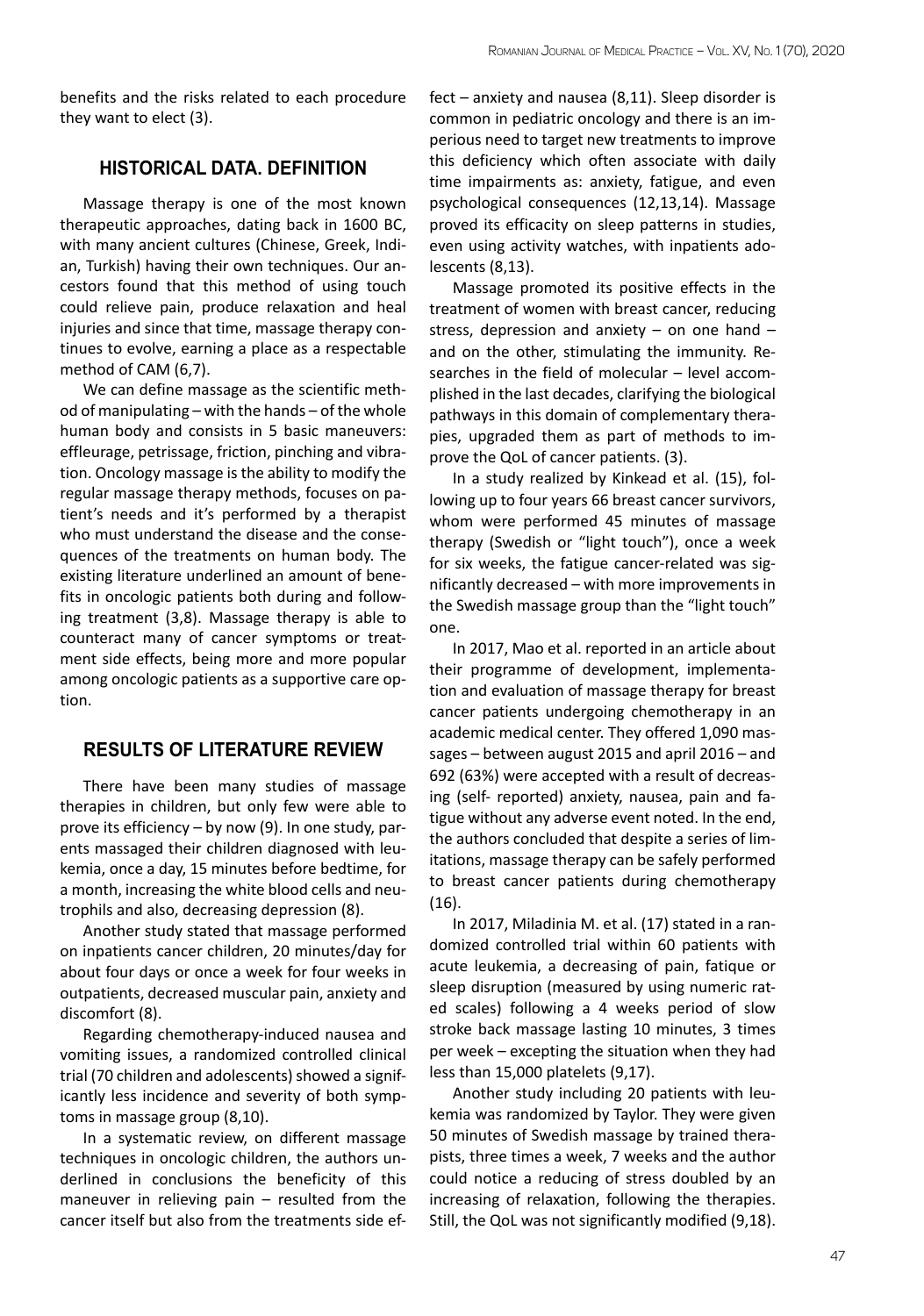benefits and the risks related to each procedure they want to elect (3).

## HISTORICAL DATA. DEFINITION

Massage therapy is one of the most known therapeutic approaches, dating back in 1600 BC, with many ancient cultures (Chinese, Greek, Indian, Turkish) having their own techniques. Our ancestors found that this method of using touch could relieve pain, produce relaxation and heal injuries and since that time, massage therapy continues to evolve, earning a place as a respectable method of CAM (6,7).

We can define massage as the scientific method of manipulating – with the hands – of the whole human body and consists in 5 basic maneuvers: effleurage, petrissage, friction, pinching and vibration. Oncology massage is the ability to modify the regular massage therapy methods, focuses on patient's needs and it's performed by a therapist who must understand the disease and the consequences of the treatments on human body. The existing literature underlined an amount of benefits in oncologic patients both during and following treatment (3,8). Massage therapy is able to counteract many of cancer symptoms or treatment side effects, being more and more popular among oncologic patients as a supportive care option.

## RESULTS OF LITERATURE REVIEW

There have been many studies of massage therapies in children, but only few were able to prove its efficiency – by now (9). In one study, parents massaged their children diagnosed with leukemia, once a day, 15 minutes before bedtime, for a month, increasing the white blood cells and neutrophils and also, decreasing depression (8).

Another study stated that massage performed on inpatients cancer children, 20 minutes/day for about four days or once a week for four weeks in outpatients, decreased muscular pain, anxiety and discomfort (8).

Regarding chemotherapy-induced nausea and vomiting issues, a randomized controlled clinical trial (70 children and adolescents) showed a significantly less incidence and severity of both symptoms in massage group (8,10).

In a systematic review, on different massage techniques in oncologic children, the authors underlined in conclusions the beneficity of this maneuver in relieving pain – resulted from the cancer itself but also from the treatments side effect – anxiety and nausea (8,11). Sleep disorder is common in pediatric oncology and there is an imperious need to target new treatments to improve this deficiency which often associate with daily time impairments as: anxiety, fatigue, and even psychological consequences (12,13,14). Massage proved its efficacity on sleep patterns in studies, even using activity watches, with inpatients adolescents (8,13).

Massage promoted its positive effects in the treatment of women with breast cancer, reducing stress, depression and anxiety – on one hand – and on the other, stimulating the immunity. Researches in the field of molecular – level accomplished in the last decades, clarifying the biological pathways in this domain of complementary therapies, upgraded them as part of methods to improve the QoL of cancer patients. (3).

In a study realized by Kinkead et al. (15), following up to four years 66 breast cancer survivors, whom were performed 45 minutes of massage therapy (Swedish or "light touch"), once a week for six weeks, the fatigue cancer-related was significantly decreased – with more improvements in the Swedish massage group than the "light touch" one.

In 2017, Mao et al. reported in an article about their programme of development, implementation and evaluation of massage therapy for breast cancer patients undergoing chemotherapy in an academic medical center. They offered 1,090 massages – between august 2015 and april 2016 – and 692 (63%) were accepted with a result of decreasing (self- reported) anxiety, nausea, pain and fatigue without any adverse event noted. In the end, the authors concluded that despite a series of limitations, massage therapy can be safely performed to breast cancer patients during chemotherapy (16).

In 2017, Miladinia M. et al. (17) stated in a randomized controlled trial within 60 patients with acute leukemia, a decreasing of pain, fatique or sleep disruption (measured by using numeric rated scales) following a 4 weeks period of slow stroke back massage lasting 10 minutes, 3 times per week – excepting the situation when they had less than 15,000 platelets (9,17).

Another study including 20 patients with leukemia was randomized by Taylor. They were given 50 minutes of Swedish massage by trained therapists, three times a week, 7 weeks and the author could notice a reducing of stress doubled by an increasing of relaxation, following the therapies. Still, the QoL was not significantly modified (9,18).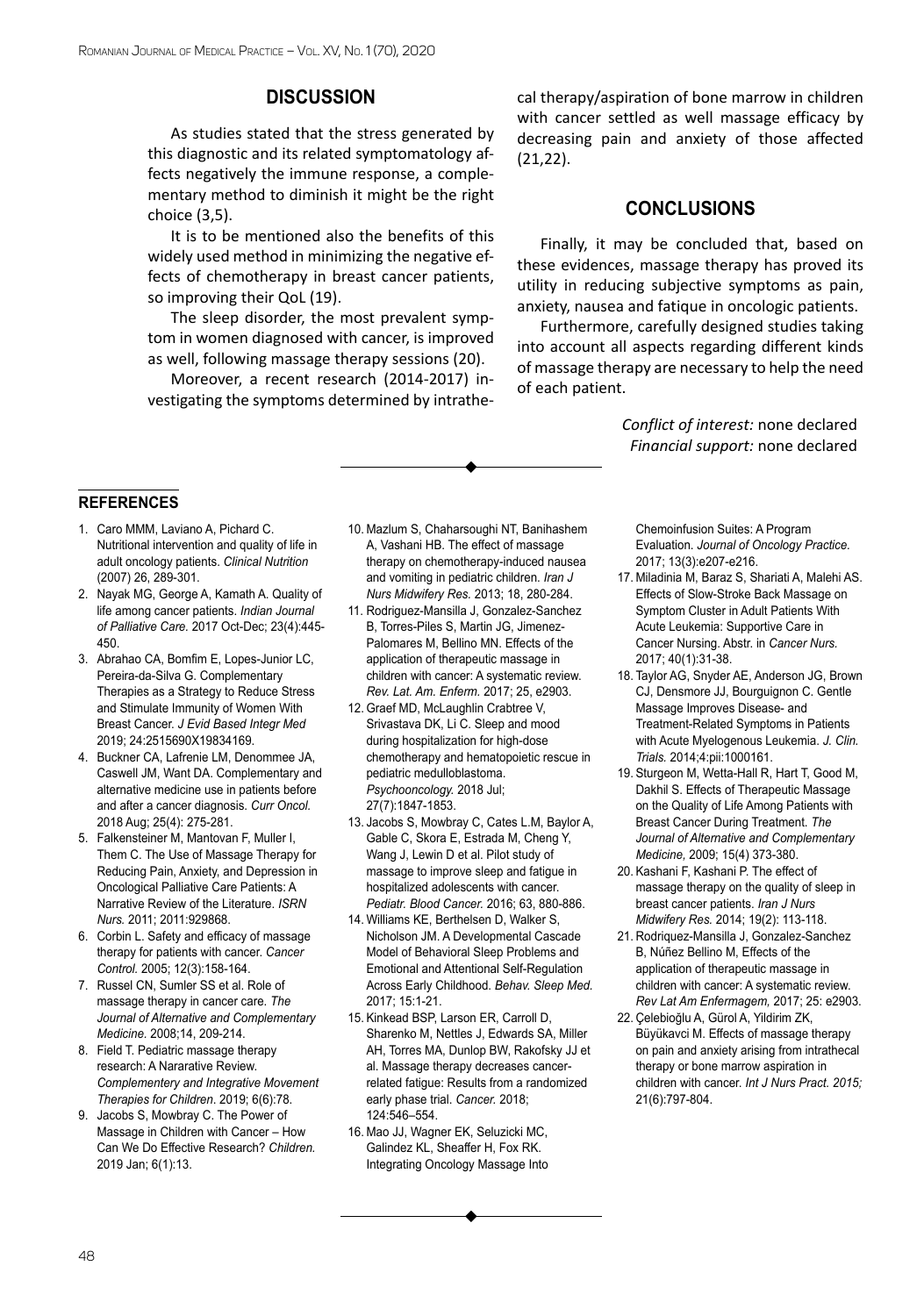## DISCUSSION

As studies stated that the stress generated by this diagnostic and its related symptomatology affects negatively the immune response, a complementary method to diminish it might be the right choice (3,5).

It is to be mentioned also the benefits of this widely used method in minimizing the negative effects of chemotherapy in breast cancer patients, so improving their QoL (19).

The sleep disorder, the most prevalent symptom in women diagnosed with cancer, is improved as well, following massage therapy sessions (20).

Moreover, a recent research (2014-2017) investigating the symptoms determined by intrathecal therapy/aspiration of bone marrow in children with cancer settled as well massage efficacy by decreasing pain and anxiety of those affected (21,22).

## CONCLUSIONS

Finally, it may be concluded that, based on these evidences, massage therapy has proved its utility in reducing subjective symptoms as pain, anxiety, nausea and fatique in oncologic patients.

Furthermore, carefully designed studies taking into account all aspects regarding different kinds of massage therapy are necessary to help the need of each patient.

*Conflict of interest:* none declared
*Financial support:* none declared

## REFERENCES

1. Caro MMM, Laviano A, Pichard C. Nutritional intervention and quality of life in adult oncology patients. *Clinical Nutrition* (2007) 26, 289-301.
2. Nayak MG, George A, Kamath A. Quality of life among cancer patients. *Indian Journal of Palliative Care.* 2017 Oct-Dec; 23(4):445-450.
3. Abrahao CA, Bomfim E, Lopes-Junior LC, Pereira-da-Silva G. Complementary Therapies as a Strategy to Reduce Stress and Stimulate Immunity of Women With Breast Cancer. *J Evid Based Integr Med* 2019; 24:2515690X19834169.
4. Buckner CA, Lafrenie LM, Denommee JA, Caswell JM, Want DA. Complementary and alternative medicine use in patients before and after a cancer diagnosis. *Curr Oncol.* 2018 Aug; 25(4): 275-281.
5. Falkensteiner M, Mantovan F, Muller I, Them C. The Use of Massage Therapy for Reducing Pain, Anxiety, and Depression in Oncological Palliative Care Patients: A Narrative Review of the Literature. *ISRN Nurs.* 2011; 2011:929868.
6. Corbin L. Safety and efficacy of massage therapy for patients with cancer. *Cancer Control.* 2005; 12(3):158-164.
7. Russel CN, Sumler SS et al. Role of massage therapy in cancer care. *The Journal of Alternative and Complementary Medicine.* 2008;14, 209-214.
8. Field T. Pediatric massage therapy research: A Nararative Review. *Complementery and Integrative Movement Therapies for Children.* 2019; 6(6):78.
9. Jacobs S, Mowbray C. The Power of Massage in Children with Cancer – How Can We Do Effective Research? *Children.* 2019 Jan; 6(1):13.
10. Mazlum S, Chaharsoughi NT, Banihashem A, Vashani HB. The effect of massage therapy on chemotherapy-induced nausea and vomiting in pediatric children. *Iran J Nurs Midwifery Res.* 2013; 18, 280-284.
11. Rodriguez-Mansilla J, Gonzalez-Sanchez B, Torres-Piles S, Martin JG, Jimenez-Palomares M, Bellino MN. Effects of the application of therapeutic massage in children with cancer: A systematic review. *Rev. Lat. Am. Enferm.* 2017; 25, e2903.
12. Graef MD, McLaughlin Crabtree V, Srivastava DK, Li C. Sleep and mood during hospitalization for high-dose chemotherapy and hematopoietic rescue in pediatric medulloblastoma. *Psychooncology.* 2018 Jul; 27(7):1847-1853.
13. Jacobs S, Mowbray C, Cates L.M, Baylor A, Gable C, Skora E, Estrada M, Cheng Y, Wang J, Lewin D et al. Pilot study of massage to improve sleep and fatigue in hospitalized adolescents with cancer. *Pediatr. Blood Cancer.* 2016; 63, 880-886.
14. Williams KE, Berthelsen D, Walker S, Nicholson JM. A Developmental Cascade Model of Behavioral Sleep Problems and Emotional and Attentional Self-Regulation Across Early Childhood. *Behav. Sleep Med.* 2017; 15:1-21.
15. Kinkead BSP, Larson ER, Carroll D, Sharenko M, Nettles J, Edwards SA, Miller AH, Torres MA, Dunlop BW, Rakofsky JJ et al. Massage therapy decreases cancer-related fatigue: Results from a randomized early phase trial. *Cancer.* 2018; 124:546–554.
16. Mao JJ, Wagner EK, Seluzicki MC, Galindez KL, Sheaffer H, Fox RK. Integrating Oncology Massage Into Chemoinfusion Suites: A Program Evaluation. *Journal of Oncology Practice.* 2017; 13(3):e207-e216.
17. Miladinia M, Baraz S, Shariati A, Malehi AS. Effects of Slow-Stroke Back Massage on Symptom Cluster in Adult Patients With Acute Leukemia: Supportive Care in Cancer Nursing. Abstr. in *Cancer Nurs.* 2017; 40(1):31-38.
18. Taylor AG, Snyder AE, Anderson JG, Brown CJ, Densmore JJ, Bourguignon C. Gentle Massage Improves Disease- and Treatment-Related Symptoms in Patients with Acute Myelogenous Leukemia. *J. Clin. Trials.* 2014;4:pii:1000161.
19. Sturgeon M, Wetta-Hall R, Hart T, Good M, Dakhil S. Effects of Therapeutic Massage on the Quality of Life Among Patients with Breast Cancer During Treatment. *The Journal of Alternative and Complementary Medicine,* 2009; 15(4) 373-380.
20. Kashani F, Kashani P. The effect of massage therapy on the quality of sleep in breast cancer patients. *Iran J Nurs Midwifery Res.* 2014; 19(2): 113-118.
21. Rodriquez-Mansilla J, Gonzalez-Sanchez B, Núñez Bellino M, Effects of the application of therapeutic massage in children with cancer: A systematic review. *Rev Lat Am Enfermagem,* 2017; 25: e2903.
22. Çelebioğlu A, Gürol A, Yildirim ZK, Büyükavci M. Effects of massage therapy on pain and anxiety arising from intrathecal therapy or bone marrow aspiration in children with cancer. *Int J Nurs Pract. 2015;* 21(6):797-804.